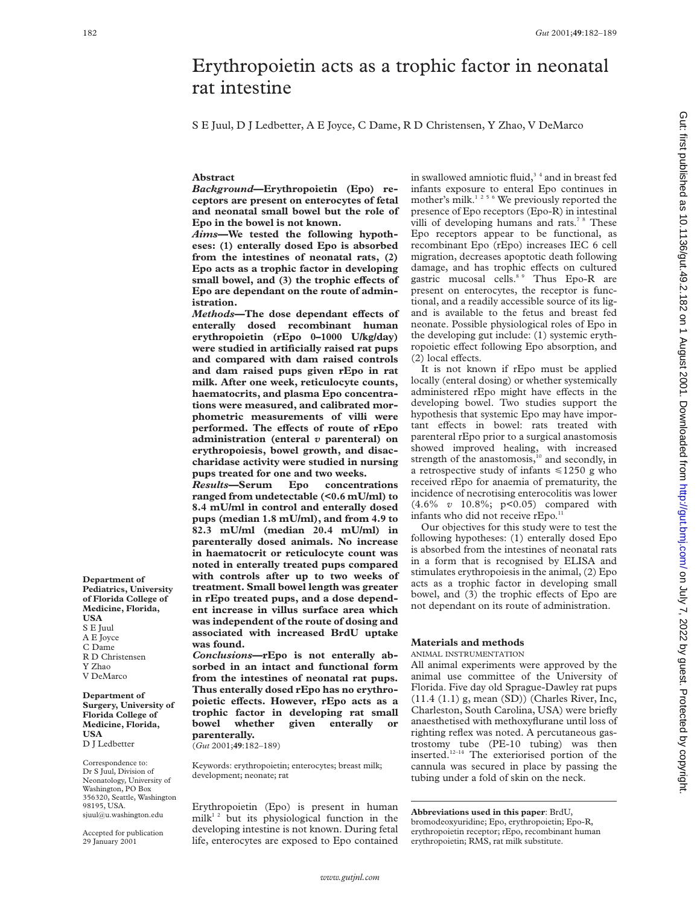# Erythropoietin acts as a trophic factor in neonatal rat intestine

S E Juul, D J Ledbetter, A E Joyce, C Dame, R D Christensen, Y Zhao, V DeMarco

## Abstract

**Background—Erythropoietin (Epo) receptors are present on enterocytes of fetal and neonatal small bowel but the role of Epo in the bowel is not known.**

**Aims—We tested the following hypotheses: (1) enterally dosed Epo is absorbed from the intestines of neonatal rats, (2) Epo acts as a trophic factor in developing small bowel, and (3) the trophic effects of Epo are dependant on the route of administration.**

**Methods—The dose dependant effects of enterally dosed recombinant human erythropoietin (rEpo 0–1000 U/kg/day) were studied in artificially raised rat pups and compared with dam raised controls and dam raised pups given rEpo in rat milk. After one week, reticulocyte counts, haematocrits, and plasma Epo concentrations were measured, and calibrated morphometric measurements of villi were performed. The effects of route of rEpo administration (enteral *v* parenteral) on erythropoiesis, bowel growth, and disaccharidase activity were studied in nursing pups treated for one and two weeks.**

**Results—Serum Epo concentrations ranged from undetectable (<0.6 mU/ml) to 8.4 mU/ml in control and enterally dosed pups (median 1.8 mU/ml), and from 4.9 to 82.3 mU/ml (median 20.4 mU/ml) in parenterally dosed animals. No increase in haematocrit or reticulocyte count was noted in enterally treated pups compared with controls after up to two weeks of treatment. Small bowel length was greater in rEpo treated pups, and a dose dependent increase in villus surface area which was independent of the route of dosing and associated with increased BrdU uptake was found.**

**Conclusions—rEpo is not enterally absorbed in an intact and functional form from the intestines of neonatal rat pups. Thus enterally dosed rEpo has no erythropoietic effects. However, rEpo acts as a trophic factor in developing rat small bowel whether given enterally or parenterally.**

(*Gut* 2001;**49**:182–189)

Keywords: erythropoietin; enterocytes; breast milk; development; neonate; rat

Erythropoietin (Epo) is present in human milk[1,2] but its physiological function in the developing intestine is not known. During fetal life, enterocytes are exposed to Epo contained in swallowed amniotic fluid,[3,4] and in breast fed infants exposure to enteral Epo continues in mother's milk.[1,2,5,6] We previously reported the presence of Epo receptors (Epo-R) in intestinal villi of developing humans and rats.[7,8] These Epo receptors appear to be functional, as recombinant Epo (rEpo) increases IEC 6 cell migration, decreases apoptotic death following damage, and has trophic effects on cultured gastric mucosal cells.[8,9] Thus Epo-R are present on enterocytes, the receptor is functional, and a readily accessible source of its ligand is available to the fetus and breast fed neonate. Possible physiological roles of Epo in the developing gut include: (1) systemic erythropoietic effect following Epo absorption, and (2) local effects.

It is not known if rEpo must be applied locally (enteral dosing) or whether systemically administered rEpo might have effects in the developing bowel. Two studies support the hypothesis that systemic Epo may have important effects in bowel: rats treated with parenteral rEpo prior to a surgical anastomosis showed improved healing, with increased strength of the anastomosis,[10] and secondly, in a retrospective study of infants ≤1250 g who received rEpo for anaemia of prematurity, the incidence of necrotising enterocolitis was lower (4.6% *v* 10.8%; $p<0.05$) compared with infants who did not receive rEpo.[11]

Our objectives for this study were to test the following hypotheses: (1) enterally dosed Epo is absorbed from the intestines of neonatal rats in a form that is recognised by ELISA and stimulates erythropoiesis in the animal, (2) Epo acts as a trophic factor in developing small bowel, and (3) the trophic effects of Epo are not dependant on its route of administration.

## Materials and methods

### ANIMAL INSTRUMENTATION

All animal experiments were approved by the animal use committee of the University of Florida. Five day old Sprague-Dawley rat pups (11.4 (1.1) g, mean (SD)) (Charles River, Inc, Charleston, South Carolina, USA) were briefly anaesthetised with methoxyflurane until loss of righting reflex was noted. A percutaneous gastrostomy tube (PE-10 tubing) was then inserted.[12–14] The exteriorised portion of the cannula was secured in place by passing the tubing under a fold of skin on the neck.

**Abbreviations used in this paper**: BrdU, bromodeoxyuridine; Epo, erythropoietin; Epo-R, erythropoietin receptor; rEpo, recombinant human erythropoietin; RMS, rat milk substitute.

**Department of Pediatrics, University of Florida College of Medicine, Florida, USA**
S E Juul
A E Joyce
C Dame
R D Christensen
Y Zhao
V DeMarco

**Department of Surgery, University of Florida College of Medicine, Florida, USA**
D J Ledbetter

Correspondence to: Dr S Juul, Division of Neonatology, University of Washington, PO Box 356320, Seattle, Washington 98195, USA. sjuul@u.washington.edu

Accepted for publication 29 January 2001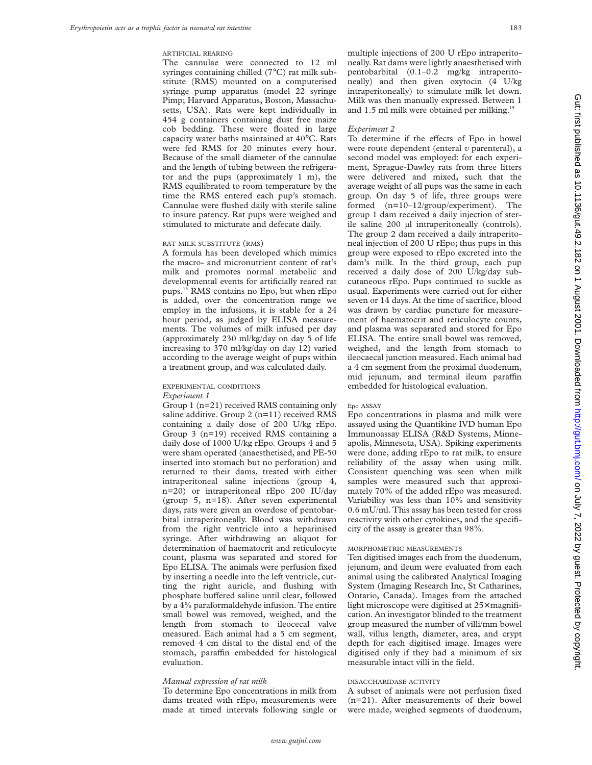#### ARTIFICIAL REARING

The cannulae were connected to 12 ml syringes containing chilled (7°C) rat milk substitute (RMS) mounted on a computerised syringe pump apparatus (model 22 syringe Pimp; Harvard Apparatus, Boston, Massachusetts, USA). Rats were kept individually in 454 g containers containing dust free maize cob bedding. These were floated in large capacity water baths maintained at 40°C. Rats were fed RMS for 20 minutes every hour. Because of the small diameter of the cannulae and the length of tubing between the refrigerator and the pups (approximately 1 m), the RMS equilibrated to room temperature by the time the RMS entered each pup's stomach. Cannulae were flushed daily with sterile saline to insure patency. Rat pups were weighed and stimulated to micturate and defecate daily.

#### RAT MILK SUBSTITUTE (RMS)

A formula has been developed which mimics the macro- and micronutrient content of rat's milk and promotes normal metabolic and developmental events for artificially reared rat pups.[13] RMS contains no Epo, but when rEpo is added, over the concentration range we employ in the infusions, it is stable for a 24 hour period, as judged by ELISA measurements. The volumes of milk infused per day (approximately 230 ml/kg/day on day 5 of life increasing to 370 ml/kg/day on day 12) varied according to the average weight of pups within a treatment group, and was calculated daily.

#### EXPERIMENTAL CONDITIONS

*Experiment 1*

Group 1 (n=21) received RMS containing only saline additive. Group 2 (n=11) received RMS containing a daily dose of 200 U/kg rEpo. Group 3 (n=19) received RMS containing a daily dose of 1000 U/kg rEpo. Groups 4 and 5 were sham operated (anaesthetised, and PE-50 inserted into stomach but no perforation) and returned to their dams, treated with either intraperitoneal saline injections (group 4, n=20) or intraperitoneal rEpo 200 IU/day (group 5, n=18). After seven experimental days, rats were given an overdose of pentobarbital intraperitoneally. Blood was withdrawn from the right ventricle into a heparinised syringe. After withdrawing an aliquot for determination of haematocrit and reticulocyte count, plasma was separated and stored for Epo ELISA. The animals were perfusion fixed by inserting a needle into the left ventricle, cutting the right auricle, and flushing with phosphate buffered saline until clear, followed by a 4% paraformaldehyde infusion. The entire small bowel was removed, weighed, and the length from stomach to ileocecal valve measured. Each animal had a 5 cm segment, removed 4 cm distal to the distal end of the stomach, paraffin embedded for histological evaluation.

*Manual expression of rat milk*

To determine Epo concentrations in milk from dams treated with rEpo, measurements were made at timed intervals following single or multiple injections of 200 U rEpo intraperitoneally. Rat dams were lightly anaesthetised with pentobarbital (0.1–0.2 mg/kg intraperitoneally) and then given oxytocin (4 U/kg intraperitoneally) to stimulate milk let down. Milk was then manually expressed. Between 1 and 1.5 ml milk were obtained per milking.[15]

*Experiment 2*

To determine if the effects of Epo in bowel were route dependent (enteral *v* parenteral), a second model was employed: for each experiment, Sprague-Dawley rats from three litters were delivered and mixed, such that the average weight of all pups was the same in each group. On day 5 of life, three groups were formed (n=10–12/group/experiment). The group 1 dam received a daily injection of sterile saline 200 µl intraperitoneally (controls). The group 2 dam received a daily intraperitoneal injection of 200 U rEpo; thus pups in this group were exposed to rEpo excreted into the dam's milk. In the third group, each pup received a daily dose of 200 U/kg/day subcutaneous rEpo. Pups continued to suckle as usual. Experiments were carried out for either seven or 14 days. At the time of sacrifice, blood was drawn by cardiac puncture for measurement of haematocrit and reticulocyte counts, and plasma was separated and stored for Epo ELISA. The entire small bowel was removed, weighed, and the length from stomach to ileocaecal junction measured. Each animal had a 4 cm segment from the proximal duodenum, mid jejunum, and terminal ileum paraffin embedded for histological evaluation.

#### Epo ASSAY

Epo concentrations in plasma and milk were assayed using the Quantikine IVD human Epo Immunoassay ELISA (R&D Systems, Minneapolis, Minnesota, USA). Spiking experiments were done, adding rEpo to rat milk, to ensure reliability of the assay when using milk. Consistent quenching was seen when milk samples were measured such that approximately 70% of the added rEpo was measured. Variability was less than 10% and sensitivity 0.6 mU/ml. This assay has been tested for cross reactivity with other cytokines, and the specificity of the assay is greater than 98%.

#### MORPHOMETRIC MEASUREMENTS

Ten digitised images each from the duodenum, jejunum, and ileum were evaluated from each animal using the calibrated Analytical Imaging System (Imaging Research Inc, St Catharines, Ontario, Canada). Images from the attached light microscope were digitised at 25× magnification. An investigator blinded to the treatment group measured the number of villi/mm bowel wall, villus length, diameter, area, and crypt depth for each digitised image. Images were digitised only if they had a minimum of six measurable intact villi in the field.

#### DISACCHARIDASE ACTIVITY

A subset of animals were not perfusion fixed (n=21). After measurements of their bowel were made, weighed segments of duodenum,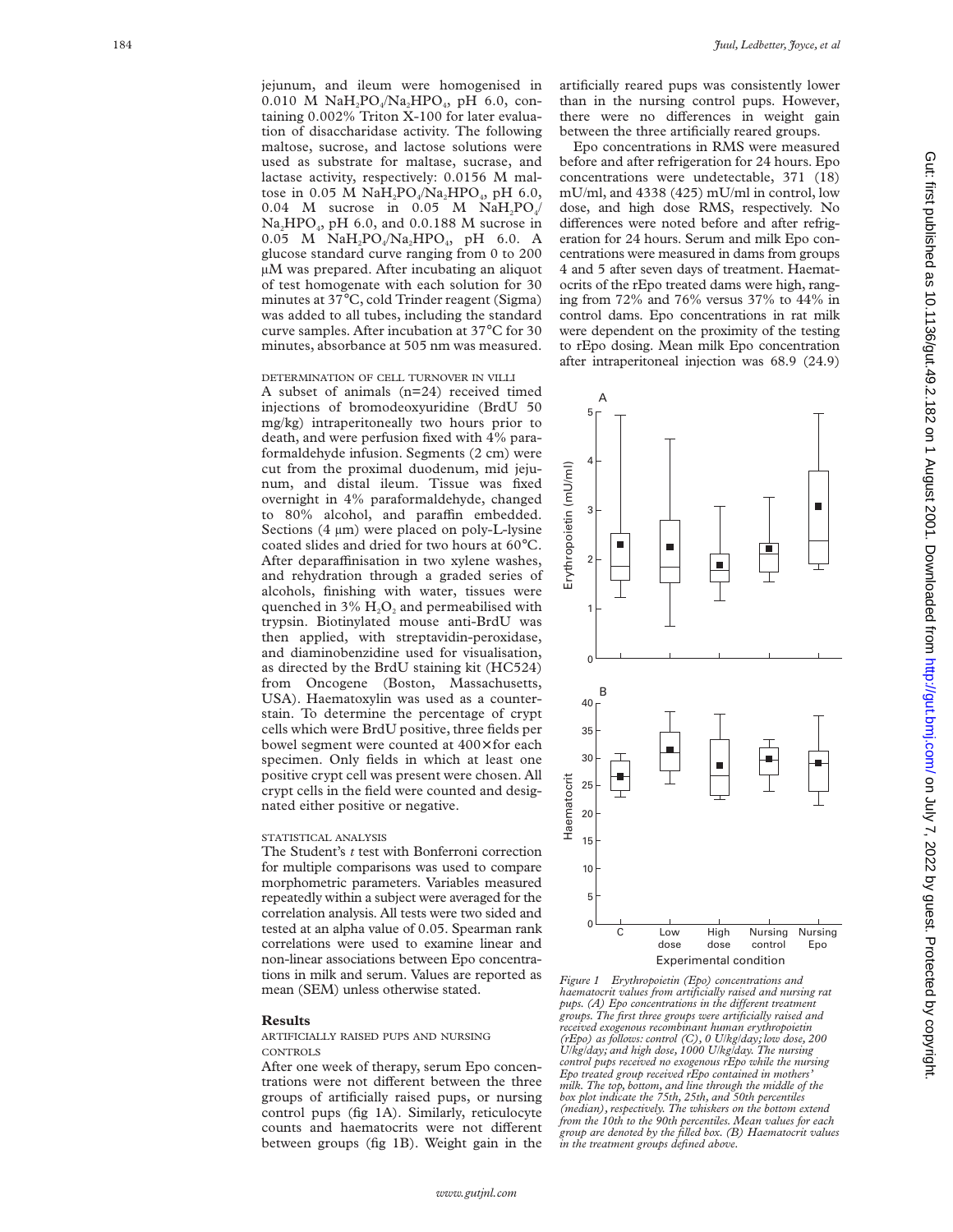jejunum, and ileum were homogenised in 0.010 M $NaH_2PO_4/Na_2HPO_4$, pH 6.0, containing 0.002% Triton X-100 for later evaluation of disaccharidase activity. The following maltose, sucrose, and lactose solutions were used as substrate for maltase, sucrase, and lactase activity, respectively: 0.0156 M maltose in 0.05 M $NaH_2PO_4/Na_2HPO_4$, pH 6.0, 0.04 M sucrose in 0.05 M $NaH_2PO_4/Na_2HPO_4$, pH 6.0, and 0.0.188 M sucrose in 0.05 M $NaH_2PO_4/Na_2HPO_4$, pH 6.0. A glucose standard curve ranging from 0 to 200 μM was prepared. After incubating an aliquot of test homogenate with each solution for 30 minutes at 37°C, cold Trinder reagent (Sigma) was added to all tubes, including the standard curve samples. After incubation at 37°C for 30 minutes, absorbance at 505 nm was measured.

### DETERMINATION OF CELL TURNOVER IN VILLI

A subset of animals (n=24) received timed injections of bromodeoxyuridine (BrdU 50 mg/kg) intraperitoneally two hours prior to death, and were perfusion fixed with 4% paraformaldehyde infusion. Segments (2 cm) were cut from the proximal duodenum, mid jejunum, and distal ileum. Tissue was fixed overnight in 4% paraformaldehyde, changed to 80% alcohol, and paraffin embedded. Sections (4 μm) were placed on poly-L-lysine coated slides and dried for two hours at 60°C. After deparaffinisation in two xylene washes, and rehydration through a graded series of alcohols, finishing with water, tissues were quenched in 3% $H_2O_2$ and permeabilised with trypsin. Biotinylated mouse anti-BrdU was then applied, with streptavidin-peroxidase, and diaminobenzidine used for visualisation, as directed by the BrdU staining kit (HC524) from Oncogene (Boston, Massachusetts, USA). Haematoxylin was used as a counterstain. To determine the percentage of crypt cells which were BrdU positive, three fields per bowel segment were counted at 400× for each specimen. Only fields in which at least one positive crypt cell was present were chosen. All crypt cells in the field were counted and designated either positive or negative.

### STATISTICAL ANALYSIS

The Student's *t* test with Bonferroni correction for multiple comparisons was used to compare morphometric parameters. Variables measured repeatedly within a subject were averaged for the correlation analysis. All tests were two sided and tested at an alpha value of 0.05. Spearman rank correlations were used to examine linear and non-linear associations between Epo concentrations in milk and serum. Values are reported as mean (SEM) unless otherwise stated.

## Results

### ARTIFICIALLY RAISED PUPS AND NURSING CONTROLS

After one week of therapy, serum Epo concentrations were not different between the three groups of artificially raised pups, or nursing control pups (fig 1A). Similarly, reticulocyte counts and haematocrits were not different between groups (fig 1B). Weight gain in the artificially reared pups was consistently lower than in the nursing control pups. However, there were no differences in weight gain between the three artificially reared groups.

Epo concentrations in RMS were measured before and after refrigeration for 24 hours. Epo concentrations were undetectable, 371 (18) mU/ml, and 4338 (425) mU/ml in control, low dose, and high dose RMS, respectively. No differences were noted before and after refrigeration for 24 hours. Serum and milk Epo concentrations were measured in dams from groups 4 and 5 after seven days of treatment. Haematocrits of the rEpo treated dams were high, ranging from 72% and 76% versus 37% to 44% in control dams. Epo concentrations in rat milk were dependent on the proximity of the testing to rEpo dosing. Mean milk Epo concentration after intraperitoneal injection was 68.9 (24.9)

*Figure 1 Erythropoietin (Epo) concentrations and haematocrit values from artificially raised and nursing rat pups. (A) Epo concentrations in the different treatment groups. The first three groups were artificially raised and received exogenous recombinant human erythropoietin (rEpo) as follows: control (C), 0 U/kg/day; low dose, 200 U/kg/day; and high dose, 1000 U/kg/day. The nursing control pups received no exogenous rEpo while the nursing Epo treated group received rEpo contained in mothers' milk. The top, bottom, and line through the middle of the box plot indicate the 75th, 25th, and 50th percentiles (median), respectively. The whiskers on the bottom extend from the 10th to the 90th percentiles. Mean values for each group are denoted by the filled box. (B) Haematocrit values in the treatment groups defined above.*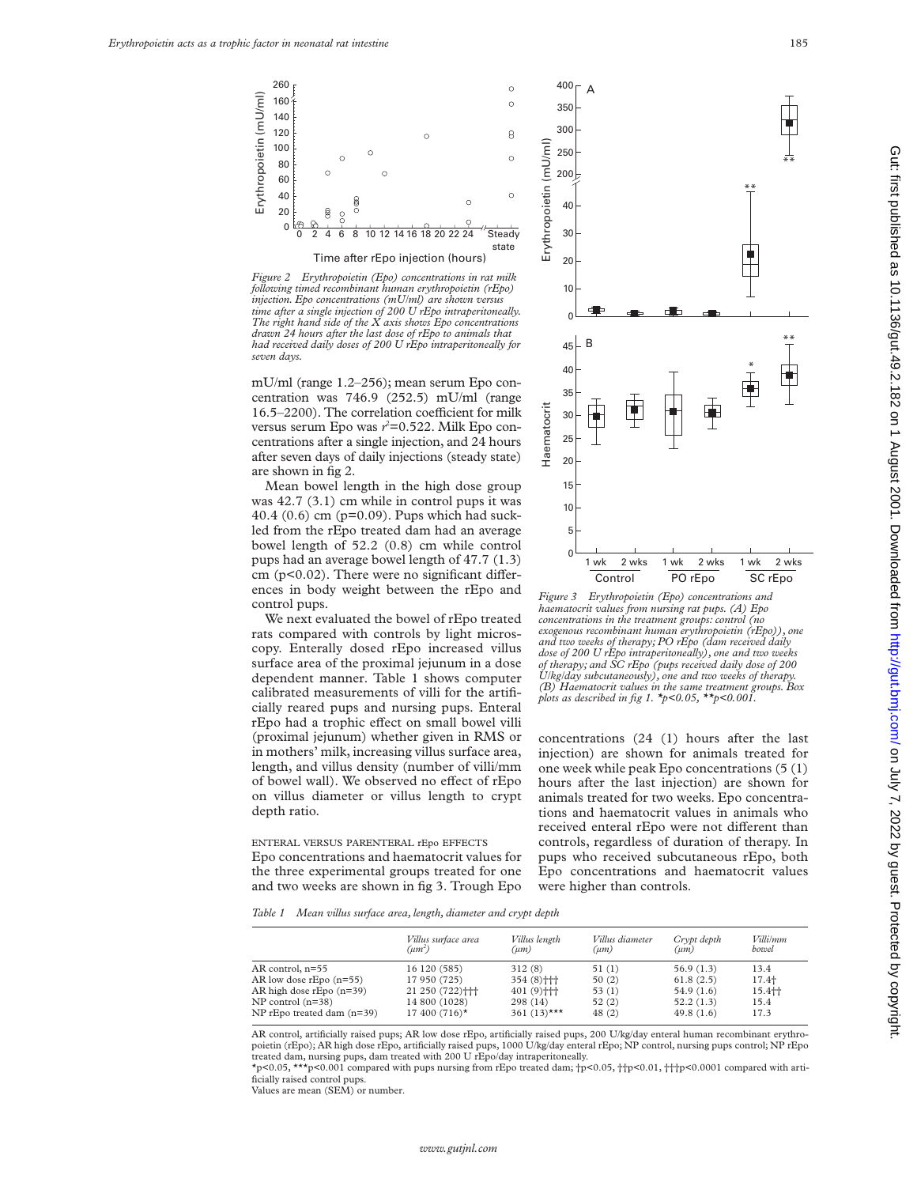*Figure 2 Erythropoietin (Epo) concentrations in rat milk following timed recombinant human erythropoietin (rEpo) injection. Epo concentrations (mU/ml) are shown versus time after a single injection of 200 U rEpo intraperitoneally. The right hand side of the X axis shows Epo concentrations drawn 24 hours after the last dose of rEpo to animals that had received daily doses of 200 U rEpo intraperitoneally for seven days.*

mU/ml (range 1.2–256); mean serum Epo concentration was 746.9 (252.5) mU/ml (range 16.5–2200). The correlation coefficient for milk versus serum Epo was $r^2$=0.522. Milk Epo concentrations after a single injection, and 24 hours after seven days of daily injections (steady state) are shown in fig 2.

Mean bowel length in the high dose group was 42.7 (3.1) cm while in control pups it was 40.4 (0.6) cm (p=0.09). Pups which had suckled from the rEpo treated dam had an average bowel length of 52.2 (0.8) cm while control pups had an average bowel length of 47.7 (1.3) cm (p<0.02). There were no significant differences in body weight between the rEpo and control pups.

We next evaluated the bowel of rEpo treated rats compared with controls by light microscopy. Enterally dosed rEpo increased villus surface area of the proximal jejunum in a dose dependent manner. Table 1 shows computer calibrated measurements of villi for the artificially reared pups and nursing pups. Enteral rEpo had a trophic effect on small bowel villi (proximal jejunum) whether given in RMS or in mothers' milk, increasing villus surface area, length, and villus density (number of villi/mm of bowel wall). We observed no effect of rEpo on villus diameter or villus length to crypt depth ratio.

ENTERAL VERSUS PARENTERAL rEpo EFFECTS

Epo concentrations and haematocrit values for the three experimental groups treated for one and two weeks are shown in fig 3. Trough Epo concentrations (24 (1) hours after the last injection) are shown for animals treated for one week while peak Epo concentrations (5 (1) hours after the last injection) are shown for animals treated for two weeks. Epo concentrations and haematocrit values in animals who received enteral rEpo were not different than controls, regardless of duration of therapy. In pups who received subcutaneous rEpo, both Epo concentrations and haematocrit values were higher than controls.

*Figure 3 Erythropoietin (Epo) concentrations and haematocrit values from nursing rat pups. (A) Epo concentrations in the treatment groups: control (no exogenous recombinant human erythropoietin (rEpo)), one and two weeks of therapy; PO rEpo (dam received daily dose of 200 U rEpo intraperitoneally), one and two weeks of therapy; and SC rEpo (pups received daily dose of 200 U/kg/day subcutaneously), one and two weeks of therapy. (B) Haematocrit values in the same treatment groups. Box plots as described in fig 1. *p<0.05, **p<0.001.*

*Table 1 Mean villus surface area, length, diameter and crypt depth*

| | Villus surface area ($\mu m^2$) | Villus length ($\mu m$) | Villus diameter ($\mu m$) | Crypt depth ($\mu m$) | Villi/mm bowel |
|---|---|---|---|---|---|
| AR control, n=55 | 16 120 (585) | 312 (8) | 51 (1) | 56.9 (1.3) | 13.4 |
| AR low dose rEpo (n=55) | 17 950 (725) | 354 (8)††† | 50 (2) | 61.8 (2.5) | 17.4† |
| AR high dose rEpo (n=39) | 21 250 (722)††† | 401 (9)††† | 53 (1) | 54.9 (1.6) | 15.4†† |
| NP control (n=38) | 14 800 (1028) | 298 (14) | 52 (2) | 52.2 (1.3) | 15.4 |
| NP rEpo treated dam (n=39) | 17 400 (716)* | 361 (13)*** | 48 (2) | 49.8 (1.6) | 17.3 |

AR control, artificially raised pups; AR low dose rEpo, artificially raised pups, 200 U/kg/day enteral human recombinant erythropoietin (rEpo); AR high dose rEpo, artificially raised pups, 1000 U/kg/day enteral rEpo; NP control, nursing pups control; NP rEpo treated dam, nursing pups, dam treated with 200 U rEpo/day intraperitoneally.

*p<0.05, ***p<0.001 compared with pups nursing from rEpo treated dam; †p<0.05, ††p<0.01, †††p<0.0001 compared with artificially raised control pups.

Values are mean (SEM) or number.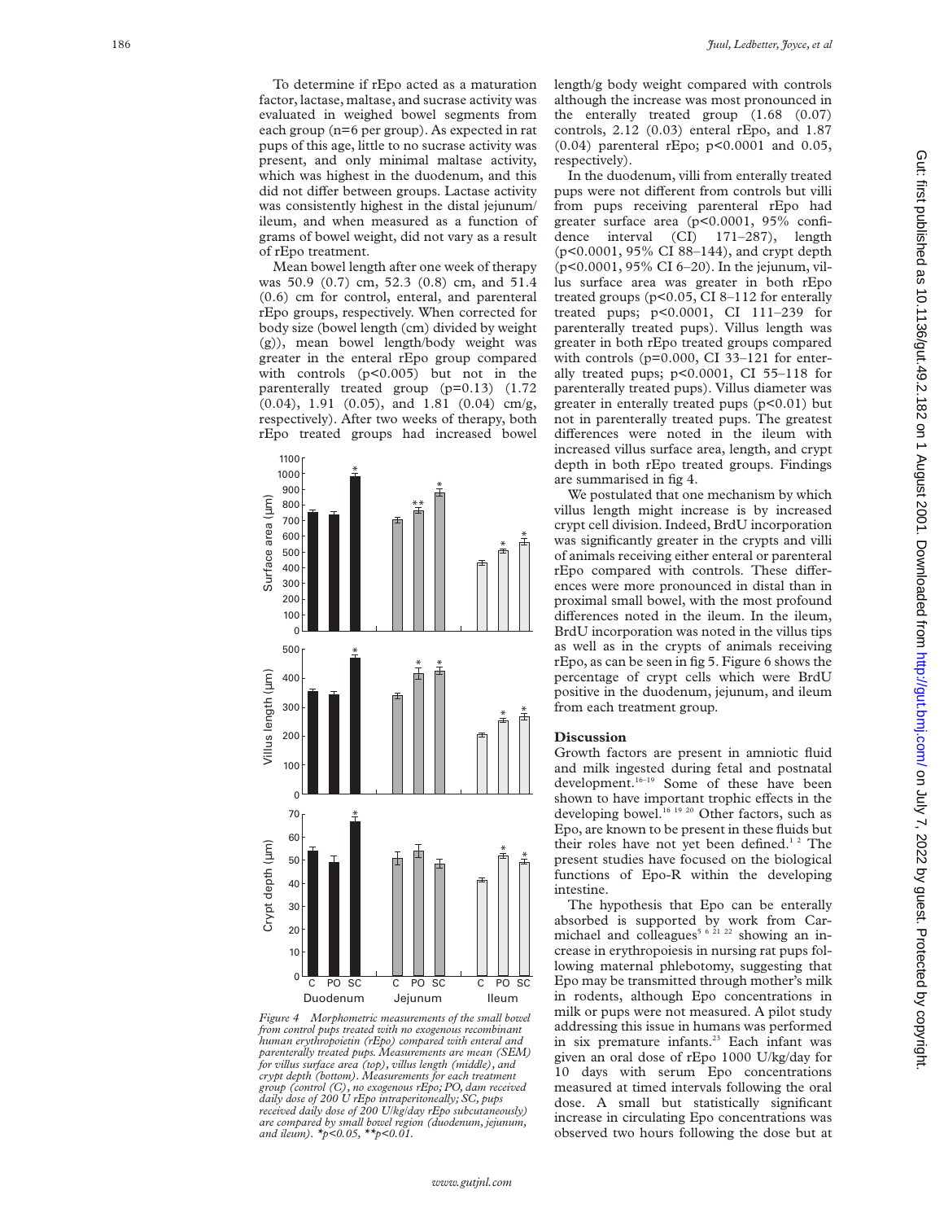To determine if rEpo acted as a maturation factor, lactase, maltase, and sucrase activity was evaluated in weighed bowel segments from each group (n=6 per group). As expected in rat pups of this age, little to no sucrase activity was present, and only minimal maltase activity, which was highest in the duodenum, and this did not differ between groups. Lactase activity was consistently highest in the distal jejunum/ileum, and when measured as a function of grams of bowel weight, did not vary as a result of rEpo treatment.

Mean bowel length after one week of therapy was 50.9 (0.7) cm, 52.3 (0.8) cm, and 51.4 (0.6) cm for control, enteral, and parenteral rEpo groups, respectively. When corrected for body size (bowel length (cm) divided by weight (g)), mean bowel length/body weight was greater in the enteral rEpo group compared with controls ($p<0.005$) but not in the parenterally treated group ($p=0.13$) (1.72 (0.04), 1.91 (0.05), and 1.81 (0.04) cm/g, respectively). After two weeks of therapy, both rEpo treated groups had increased bowel length/g body weight compared with controls although the increase was most pronounced in the enterally treated group (1.68 (0.07) controls, 2.12 (0.03) enteral rEpo, and 1.87 (0.04) parenteral rEpo; $p<0.0001$ and 0.05, respectively).

In the duodenum, villi from enterally treated pups were not different from controls but villi from pups receiving parenteral rEpo had greater surface area ($p<0.0001$, 95% confidence interval (CI) 171–287), length ($p<0.0001$, 95% CI 88–144), and crypt depth ($p<0.0001$, 95% CI 6–20). In the jejunum, villus surface area was greater in both rEpo treated groups ($p<0.05$, CI 8–112 for enterally treated pups; $p<0.0001$, CI 111–239 for parenterally treated pups). Villus length was greater in both rEpo treated groups compared with controls ($p=0.000$, CI 33–121 for enterally treated pups; $p<0.0001$, CI 55–118 for parenterally treated pups). Villus diameter was greater in enterally treated pups ($p<0.01$) but not in parenterally treated pups. The greatest differences were noted in the ileum with increased villus surface area, length, and crypt depth in both rEpo treated groups. Findings are summarised in fig 4.

We postulated that one mechanism by which villus length might increase is by increased crypt cell division. Indeed, BrdU incorporation was significantly greater in the crypts and villi of animals receiving either enteral or parenteral rEpo compared with controls. These differences were more pronounced in distal than in proximal small bowel, with the most profound differences noted in the ileum. In the ileum, BrdU incorporation was noted in the villus tips as well as in the crypts of animals receiving rEpo, as can be seen in fig 5. Figure 6 shows the percentage of crypt cells which were BrdU positive in the duodenum, jejunum, and ileum from each treatment group.

*Figure 4 Morphometric measurements of the small bowel from control pups treated with no exogenous recombinant human erythropoietin (rEpo) compared with enteral and parenterally treated pups. Measurements are mean (SEM) for villus surface area (top), villus length (middle), and crypt depth (bottom). Measurements for each treatment group (control (C), no exogenous rEpo; PO, dam received daily dose of 200 U rEpo intraperitoneally; SC, pups received daily dose of 200 U/kg/day rEpo subcutaneously) are compared by small bowel region (duodenum, jejunum, and ileum). *p<0.05, **p<0.01.*

## Discussion

Growth factors are present in amniotic fluid and milk ingested during fetal and postnatal development.[16–19] Some of these have been shown to have important trophic effects in the developing bowel.[16,19,20] Other factors, such as Epo, are known to be present in these fluids but their roles have not yet been defined.[1,2] The present studies have focused on the biological functions of Epo-R within the developing intestine.

The hypothesis that Epo can be enterally absorbed is supported by work from Carmichael and colleagues[5,6,21,22] showing an increase in erythropoiesis in nursing rat pups following maternal phlebotomy, suggesting that Epo may be transmitted through mother's milk in rodents, although Epo concentrations in milk or pups were not measured. A pilot study addressing this issue in humans was performed in six premature infants.[23] Each infant was given an oral dose of rEpo 1000 U/kg/day for 10 days with serum Epo concentrations measured at timed intervals following the oral dose. A small but statistically significant increase in circulating Epo concentrations was observed two hours following the dose but at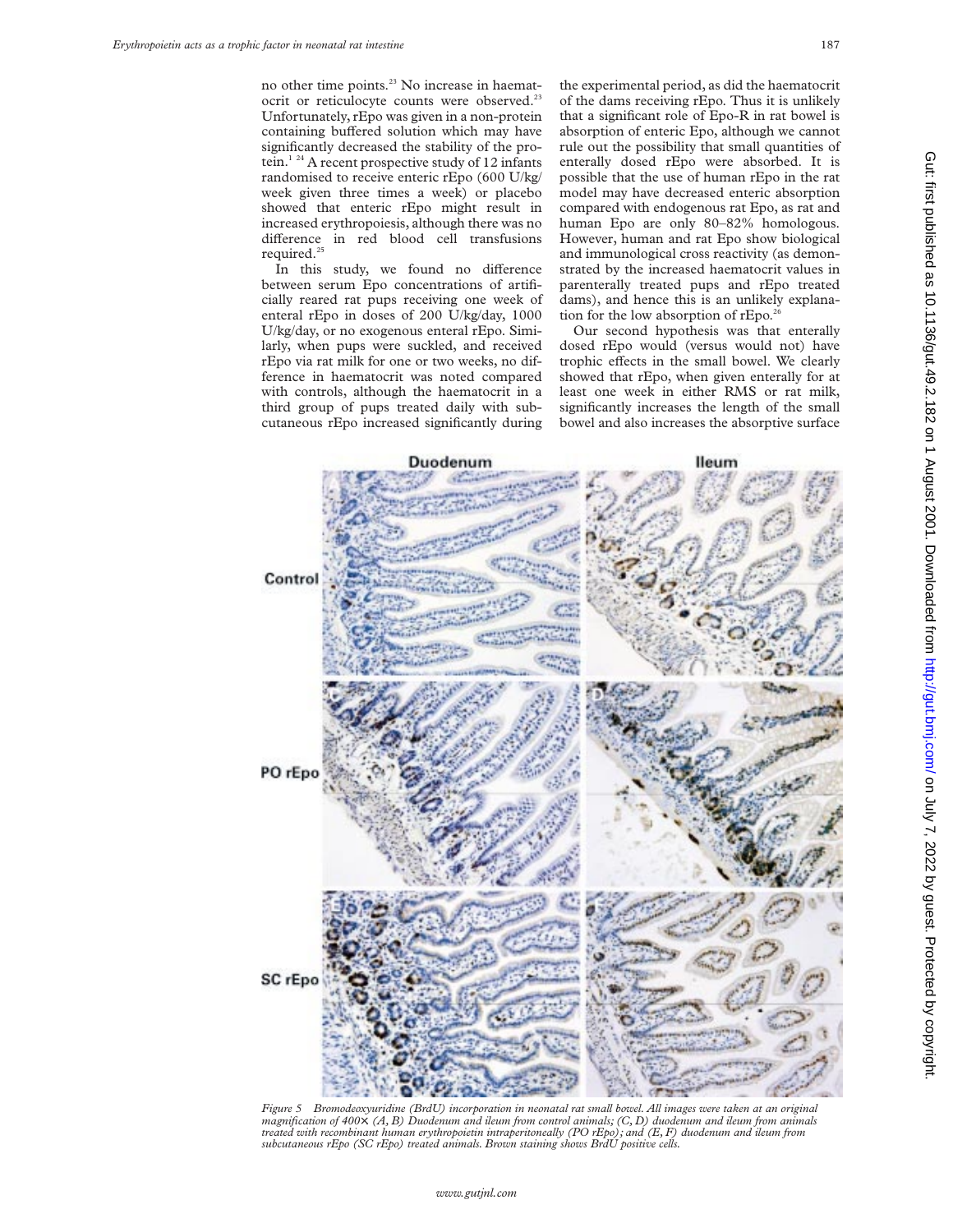no other time points.[23] No increase in haematocrit or reticulocyte counts were observed.[23] Unfortunately, rEpo was given in a non-protein containing buffered solution which may have significantly decreased the stability of the protein.[1 24] A recent prospective study of 12 infants randomised to receive enteric rEpo (600 U/kg/week given three times a week) or placebo showed that enteric rEpo might result in increased erythropoiesis, although there was no difference in red blood cell transfusions required.[25]

In this study, we found no difference between serum Epo concentrations of artificially reared rat pups receiving one week of enteral rEpo in doses of 200 U/kg/day, 1000 U/kg/day, or no exogenous enteral rEpo. Similarly, when pups were suckled, and received rEpo via rat milk for one or two weeks, no difference in haematocrit was noted compared with controls, although the haematocrit in a third group of pups treated daily with subcutaneous rEpo increased significantly during the experimental period, as did the haematocrit of the dams receiving rEpo. Thus it is unlikely that a significant role of Epo-R in rat bowel is absorption of enteric Epo, although we cannot rule out the possibility that small quantities of enterally dosed rEpo were absorbed. It is possible that the use of human rEpo in the rat model may have decreased enteric absorption compared with endogenous rat Epo, as rat and human Epo are only 80–82% homologous. However, human and rat Epo show biological and immunological cross reactivity (as demonstrated by the increased haematocrit values in parenterally treated pups and rEpo treated dams), and hence this is an unlikely explanation for the low absorption of rEpo.[26]

Our second hypothesis was that enterally dosed rEpo would (versus would not) have trophic effects in the small bowel. We clearly showed that rEpo, when given enterally for at least one week in either RMS or rat milk, significantly increases the length of the small bowel and also increases the absorptive surface

*Figure 5 Bromodeoxyuridine (BrdU) incorporation in neonatal rat small bowel. All images were taken at an original magnification of 400× (A, B) Duodenum and ileum from control animals; (C, D) duodenum and ileum from animals treated with recombinant human erythropoietin intraperitoneally (PO rEpo); and (E, F) duodenum and ileum from subcutaneous rEpo (SC rEpo) treated animals. Brown staining shows BrdU positive cells.*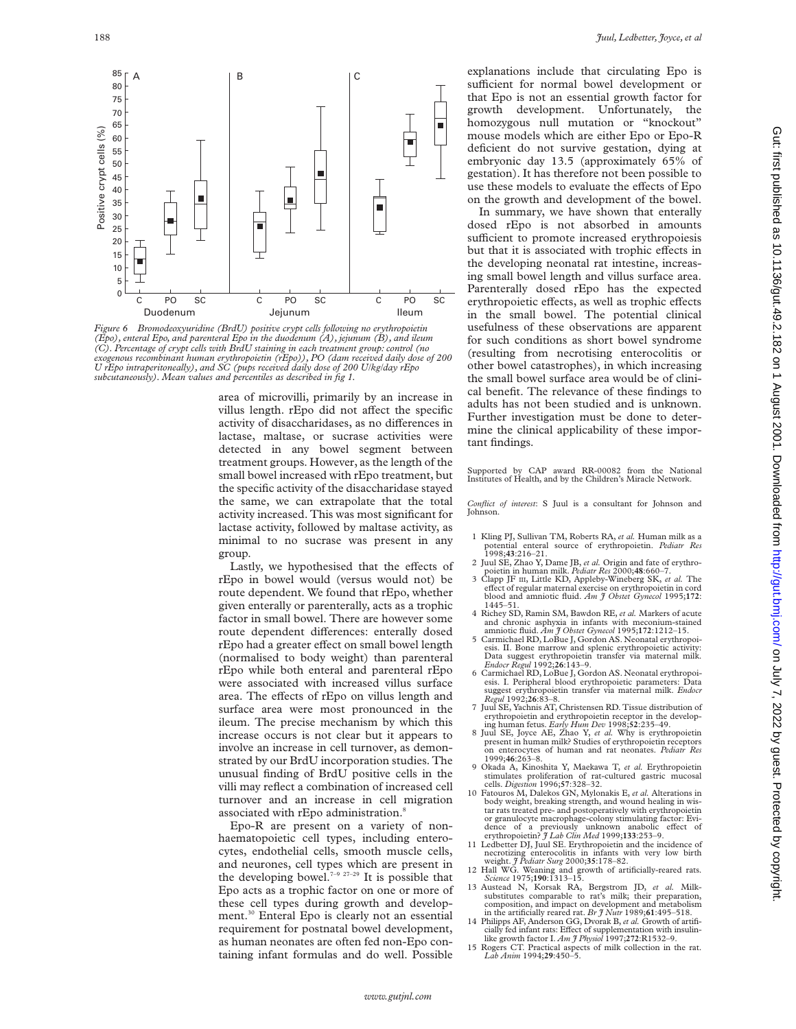Figure 6 Bromodeoxyuridine (BrdU) positive crypt cells following no erythropoietin (Epo), enteral Epo, and parenteral Epo in the duodenum (A), jejunum (B), and ileum (C). Percentage of crypt cells with BrdU staining in each treatment group: control (no exogenous recombinant human erythropoietin (rEpo)), PO (dam received daily dose of 200 U rEpo intraperitoneally), and SC (pups received daily dose of 200 U/kg/day rEpo subcutaneously). Mean values and percentiles as described in fig 1.

area of microvilli, primarily by an increase in villus length. rEpo did not affect the specific activity of disaccharidases, as no differences in lactase, maltase, or sucrase activities were detected in any bowel segment between treatment groups. However, as the length of the small bowel increased with rEpo treatment, but the specific activity of the disaccharidase stayed the same, we can extrapolate that the total activity increased. This was most significant for lactase activity, followed by maltase activity, as minimal to no sucrase was present in any group.

Lastly, we hypothesised that the effects of rEpo in bowel would (versus would not) be route dependent. We found that rEpo, whether given enterally or parenterally, acts as a trophic factor in small bowel. There are however some route dependent differences: enterally dosed rEpo had a greater effect on small bowel length (normalised to body weight) than parenteral rEpo while both enteral and parenteral rEpo were associated with increased villus surface area. The effects of rEpo on villus length and surface area were most pronounced in the ileum. The precise mechanism by which this increase occurs is not clear but it appears to involve an increase in cell turnover, as demonstrated by our BrdU incorporation studies. The unusual finding of BrdU positive cells in the villi may reflect a combination of increased cell turnover and an increase in cell migration associated with rEpo administration.[8]

Epo-R are present on a variety of non-haematopoietic cell types, including enterocytes, endothelial cells, smooth muscle cells, and neurones, cell types which are present in the developing bowel.[7–9 27–29] It is possible that Epo acts as a trophic factor on one or more of these cell types during growth and development.[30] Enteral Epo is clearly not an essential requirement for postnatal bowel development, as human neonates are often fed non-Epo containing infant formulas and do well. Possible explanations include that circulating Epo is sufficient for normal bowel development or that Epo is not an essential growth factor for growth development. Unfortunately, the homozygous null mutation or "knockout" mouse models which are either Epo or Epo-R deficient do not survive gestation, dying at embryonic day 13.5 (approximately 65% of gestation). It has therefore not been possible to use these models to evaluate the effects of Epo on the growth and development of the bowel.

In summary, we have shown that enterally dosed rEpo is not absorbed in amounts sufficient to promote increased erythropoiesis but that it is associated with trophic effects in the developing neonatal rat intestine, increasing small bowel length and villus surface area. Parenterally dosed rEpo has the expected erythropoietic effects, as well as trophic effects in the small bowel. The potential clinical usefulness of these observations are apparent for such conditions as short bowel syndrome (resulting from necrotising enterocolitis or other bowel catastrophes), in which increasing the small bowel surface area would be of clinical benefit. The relevance of these findings to adults has not been studied and is unknown. Further investigation must be done to determine the clinical applicability of these important findings.

Supported by CAP award RR-00082 from the National Institutes of Health, and by the Children's Miracle Network.

*Conflict of interest*: S Juul is a consultant for Johnson and Johnson.

1 Kling PJ, Sullivan TM, Roberts RA, *et al.* Human milk as a potential enteral source of erythropoietin. *Pediatr Res* 1998;**43**:216–21.
2 Juul SE, Zhao Y, Dame JB, *et al.* Origin and fate of erythropoietin in human milk. *Pediatr Res* 2000;**48**:660–7.
3 Clapp JF III, Little KD, Appleby-Wineberg SK, *et al.* The effect of regular maternal exercise on erythropoietin in cord blood and amniotic fluid. *Am J Obstet Gynecol* 1995;**172**:1445–51.
4 Richey SD, Ramin SM, Bawdon RE, *et al.* Markers of acute and chronic asphyxia in infants with meconium-stained amniotic fluid. *Am J Obstet Gynecol* 1995;**172**:1212–15.
5 Carmichael RD, LoBue J, Gordon AS. Neonatal erythropoiesis. II. Bone marrow and splenic erythropoietic activity: Data suggest erythropoietin transfer via maternal milk. *Endocr Regul* 1992;**26**:143–9.
6 Carmichael RD, LoBue J, Gordon AS. Neonatal erythropoiesis. I. Peripheral blood erythropoietic parameters: Data suggest erythropoietin transfer via maternal milk. *Endocr Regul* 1992;**26**:83–8.
7 Juul SE, Yachnis AT, Christensen RD. Tissue distribution of erythropoietin and erythropoietin receptor in the developing human fetus. *Early Hum Dev* 1998;**52**:235–49.
8 Juul SE, Joyce AE, Zhao Y, *et al.* Why is erythropoietin present in human milk? Studies of erythropoietin receptors on enterocytes of human and rat neonates. *Pediatr Res* 1999;**46**:263–8.
9 Okada A, Kinoshita Y, Maekawa T, *et al.* Erythropoietin stimulates proliferation of rat-cultured gastric mucosal cells. *Digestion* 1996;**57**:328–32.
10 Fatouros M, Dalekos GN, Mylonakis E, *et al.* Alterations in body weight, breaking strength, and wound healing in wistar rats treated pre- and postoperatively with erythropoietin or granulocyte macrophage-colony stimulating factor: Evidence of a previously unknown anabolic effect of erythropoietin? *J Lab Clin Med* 1999;**133**:253–9.
11 Ledbetter DJ, Juul SE. Erythropoietin and the incidence of necrotizing enterocolitis in infants with very low birth weight. *J Pediatr Surg* 2000;**35**:178–82.
12 Hall WG. Weaning and growth of artificially-reared rats. *Science* 1975;**190**:1313–15.
13 Austead N, Korsak RA, Bergstrom JD, *et al.* Milk-substitutes comparable to rat's milk; their preparation, composition, and impact on development and metabolism in the artificially reared rat. *Br J Nutr* 1989;**61**:495–518.
14 Philipps AF, Anderson GG, Dvorak B, *et al.* Growth of artificially fed infant rats: Effect of supplementation with insulin-like growth factor I. *Am J Physiol* 1997;**272**:R1532–9.
15 Rogers CT. Practical aspects of milk collection in the rat. *Lab Anim* 1994;**29**:450–5.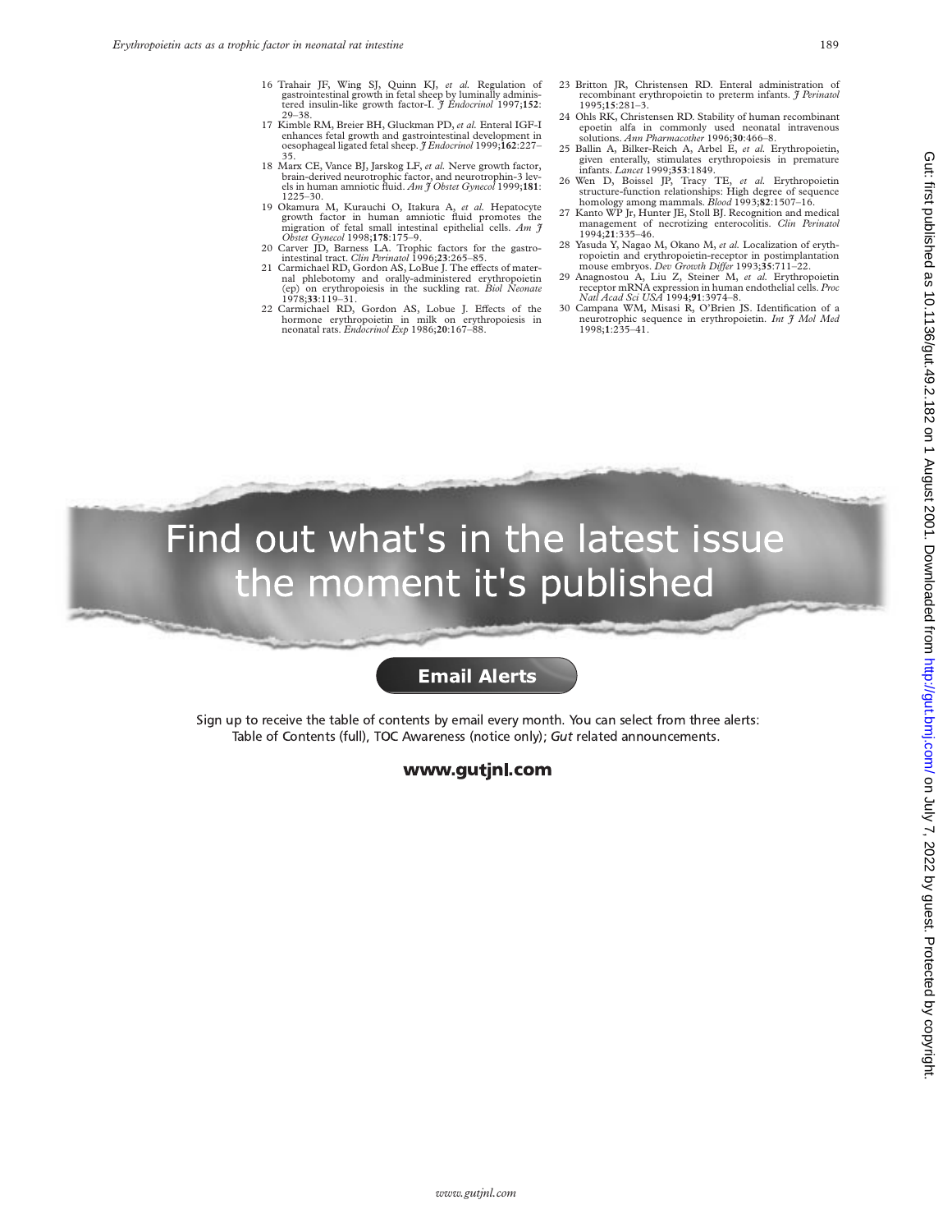16 Trahair JF, Wing SJ, Quinn KJ, *et al.* Regulation of gastrointestinal growth in fetal sheep by luminally administered insulin-like growth factor-I. *J Endocrinol* 1997;**152**:29–38.

17 Kimble RM, Breier BH, Gluckman PD, *et al.* Enteral IGF-I enhances fetal growth and gastrointestinal development in oesophageal ligated fetal sheep. *J Endocrinol* 1999;**162**:227–35.

18 Marx CE, Vance BJ, Jarskog LF, *et al.* Nerve growth factor, brain-derived neurotrophic factor, and neurotrophin-3 levels in human amniotic fluid. *Am J Obstet Gynecol* 1999;**181**:1225–30.

19 Okamura M, Kurauchi O, Itakura A, *et al.* Hepatocyte growth factor in human amniotic fluid promotes the migration of fetal small intestinal epithelial cells. *Am J Obstet Gynecol* 1998;**178**:175–9.

20 Carver JD, Barness LA. Trophic factors for the gastrointestinal tract. *Clin Perinatol* 1996;**23**:265–85.

21 Carmichael RD, Gordon AS, LoBue J. The effects of maternal phlebotomy and orally-administered erythropoietin (ep) on erythropoiesis in the suckling rat. *Biol Neonate* 1978;**33**:119–31.

22 Carmichael RD, Gordon AS, Lobue J. Effects of the hormone erythropoietin in milk on erythropoiesis in neonatal rats. *Endocrinol Exp* 1986;**20**:167–88.

23 Britton JR, Christensen RD. Enteral administration of recombinant erythropoietin to preterm infants. *J Perinatol* 1995;**15**:281–3.

24 Ohls RK, Christensen RD. Stability of human recombinant epoetin alfa in commonly used neonatal intravenous solutions. *Ann Pharmacother* 1996;**30**:466–8.

25 Ballin A, Bilker-Reich A, Arbel E, *et al.* Erythropoietin, given enterally, stimulates erythropoiesis in premature infants. *Lancet* 1999;**353**:1849.

26 Wen D, Boissel JP, Tracy TE, *et al.* Erythropoietin structure-function relationships: High degree of sequence homology among mammals. *Blood* 1993;**82**:1507–16.

27 Kanto WP Jr, Hunter JE, Stoll BJ. Recognition and medical management of necrotizing enterocolitis. *Clin Perinatol* 1994;**21**:335–46.

28 Yasuda Y, Nagao M, Okano M, *et al.* Localization of erythropoietin and erythropoietin-receptor in postimplantation mouse embryos. *Dev Growth Differ* 1993;**35**:711–22.

29 Anagnostou A, Liu Z, Steiner M, *et al.* Erythropoietin receptor mRNA expression in human endothelial cells. *Proc Natl Acad Sci USA* 1994;**91**:3974–8.

30 Campana WM, Misasi R, O'Brien JS. Identification of a neurotrophic sequence in erythropoietin. *Int J Mol Med* 1998;**1**:235–41.

Find out what's in the latest issue the moment it's published

**Email Alerts**

Sign up to receive the table of contents by email every month. You can select from three alerts: Table of Contents (full), TOC Awareness (notice only); *Gut* related announcements.

**www.gutjnl.com**